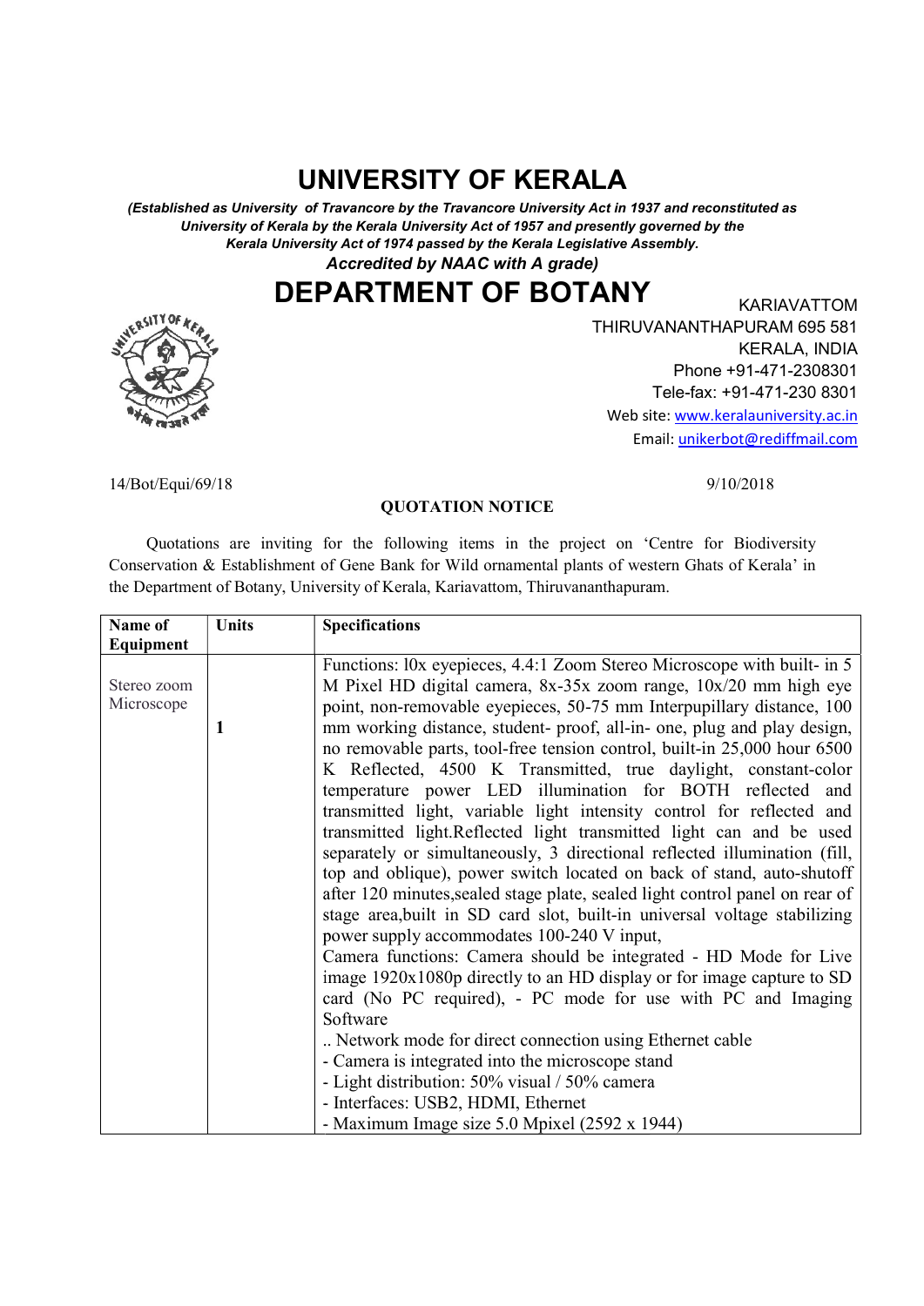# UNIVERSITY OF KERALA

*(Established as University of Travancore by the Travancore University Act in 1937 and reconstituted as University of Kerala by the Kerala University Act of 1957 and presently governed by the Kerala University Act of 1974 passed by the Kerala Legislative Assembly.*

*Accredited by NAAC with A grade)*

## DEPARTMENT OF BOTANY

KARIAVATTOM
THIRUVANANTHAPURAM 695 581
KERALA, INDIA
Phone +91-471-2308301
Tele-fax: +91-471-230 8301
Web site: www.keralauniversity.ac.in
Email: unikerbot@rediffmail.com

14/Bot/Equi/69/18 9/10/2018

**QUOTATION NOTICE**

Quotations are inviting for the following items in the project on 'Centre for Biodiversity Conservation & Establishment of Gene Bank for Wild ornamental plants of western Ghats of Kerala' in the Department of Botany, University of Kerala, Kariavattom, Thiruvananthapuram.

| Name of Equipment | Units | Specifications |
|---|---|---|
| Stereo zoom Microscope | 1 | Functions: l0x eyepieces, 4.4:1 Zoom Stereo Microscope with built- in 5 M Pixel HD digital camera, 8x-35x zoom range, 10x/20 mm high eye point, non-removable eyepieces, 50-75 mm Interpupillary distance, 100 mm working distance, student- proof, all-in- one, plug and play design, no removable parts, tool-free tension control, built-in 25,000 hour 6500 K Reflected, 4500 K Transmitted, true daylight, constant-color temperature power LED illumination for BOTH reflected and transmitted light, variable light intensity control for reflected and transmitted light.Reflected light transmitted light can and be used separately or simultaneously, 3 directional reflected illumination (fill, top and oblique), power switch located on back of stand, auto-shutoff after 120 minutes,sealed stage plate, sealed light control panel on rear of stage area,built in SD card slot, built-in universal voltage stabilizing power supply accommodates 100-240 V input,<br>Camera functions: Camera should be integrated - HD Mode for Live image 1920x1080p directly to an HD display or for image capture to SD card (No PC required), - PC mode for use with PC and Imaging Software<br>.. Network mode for direct connection using Ethernet cable<br>- Camera is integrated into the microscope stand<br>- Light distribution: 50% visual / 50% camera<br>- Interfaces: USB2, HDMI, Ethernet<br>- Maximum Image size 5.0 Mpixel (2592 x 1944) |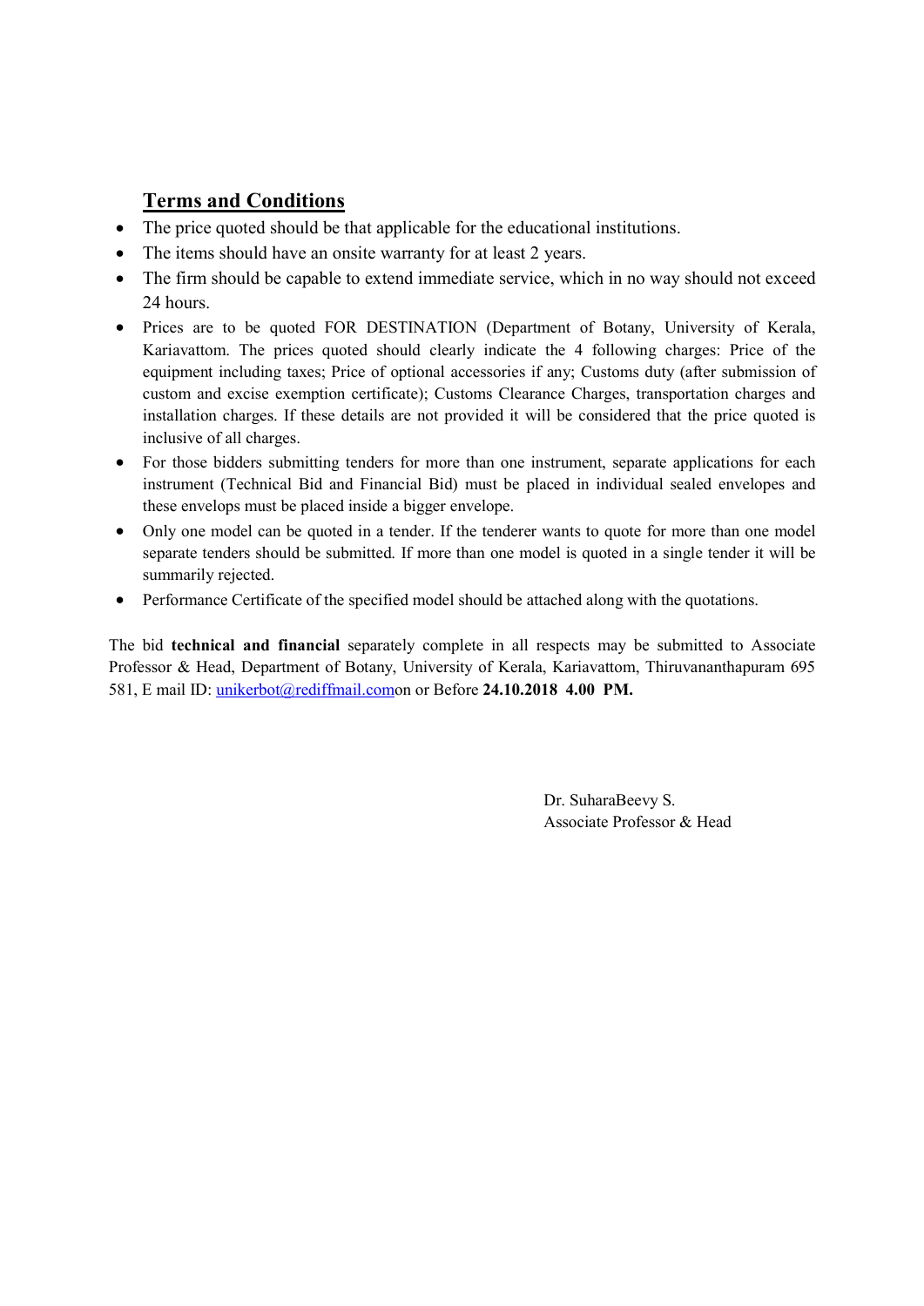## Terms and Conditions

- The price quoted should be that applicable for the educational institutions.
- The items should have an onsite warranty for at least 2 years.
- The firm should be capable to extend immediate service, which in no way should not exceed 24 hours.
- Prices are to be quoted FOR DESTINATION (Department of Botany, University of Kerala, Kariavattom. The prices quoted should clearly indicate the 4 following charges: Price of the equipment including taxes; Price of optional accessories if any; Customs duty (after submission of custom and excise exemption certificate); Customs Clearance Charges, transportation charges and installation charges. If these details are not provided it will be considered that the price quoted is inclusive of all charges.
- For those bidders submitting tenders for more than one instrument, separate applications for each instrument (Technical Bid and Financial Bid) must be placed in individual sealed envelopes and these envelops must be placed inside a bigger envelope.
- Only one model can be quoted in a tender. If the tenderer wants to quote for more than one model separate tenders should be submitted. If more than one model is quoted in a single tender it will be summarily rejected.
- Performance Certificate of the specified model should be attached along with the quotations.

The bid **technical and financial** separately complete in all respects may be submitted to Associate Professor & Head, Department of Botany, University of Kerala, Kariavattom, Thiruvananthapuram 695 581, E mail ID: unikerbot@rediffmail.comon or Before **24.10.2018 4.00 PM.**

Dr. SuharaBeevy S.  
Associate Professor & Head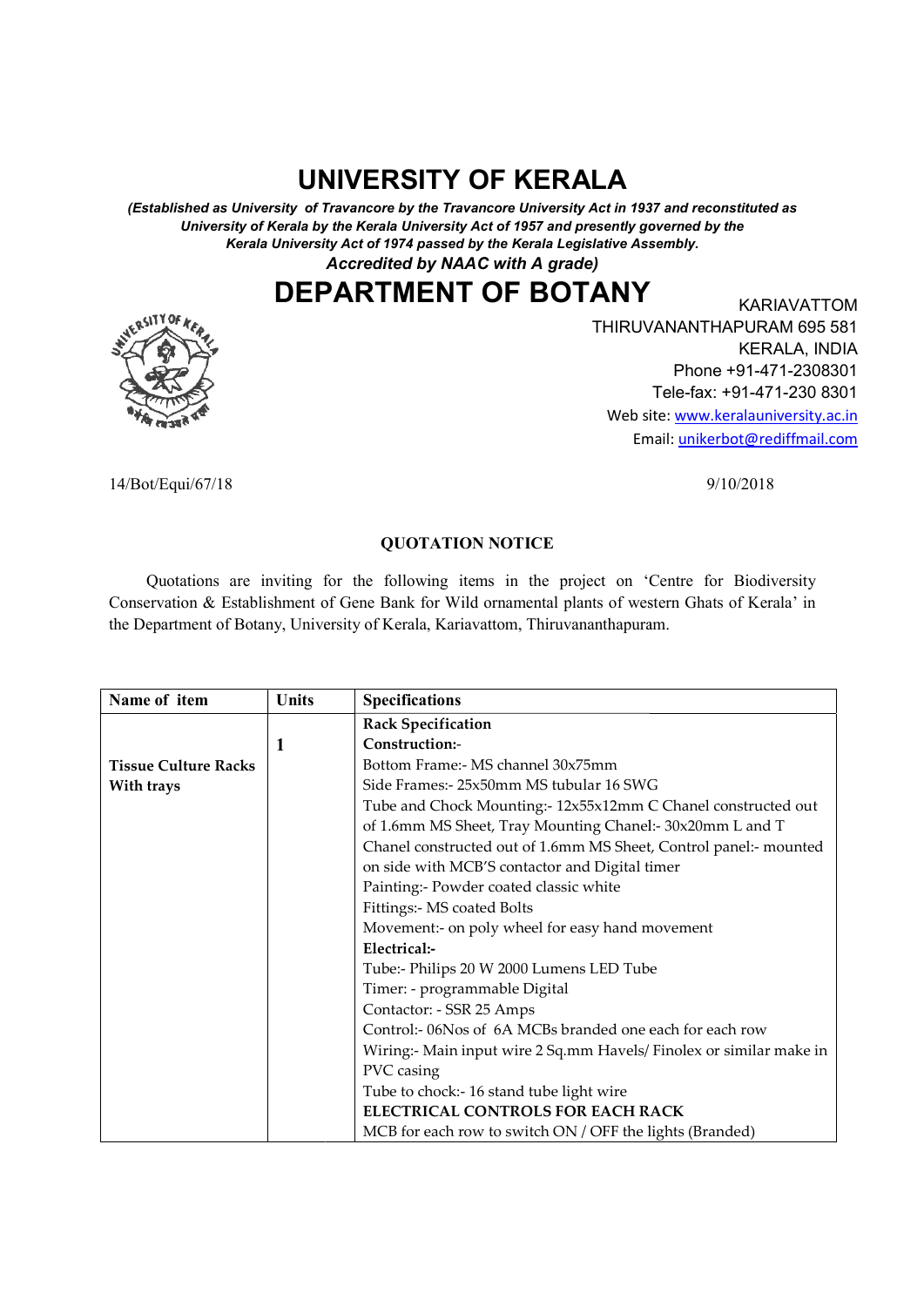# UNIVERSITY OF KERALA

***(Established as University of Travancore by the Travancore University Act in 1937 and reconstituted as University of Kerala by the Kerala University Act of 1957 and presently governed by the Kerala University Act of 1974 passed by the Kerala Legislative Assembly.***

***Accredited by NAAC with A grade)***

# DEPARTMENT OF BOTANY

KARIAVATTOM
THIRUVANANTHAPURAM 695 581
KERALA, INDIA
Phone +91-471-2308301
Tele-fax: +91-471-230 8301
Web site: www.keralauniversity.ac.in
Email: unikerbot@rediffmail.com

14/Bot/Equi/67/18 9/10/2018

**QUOTATION NOTICE**

Quotations are inviting for the following items in the project on 'Centre for Biodiversity Conservation & Establishment of Gene Bank for Wild ornamental plants of western Ghats of Kerala' in the Department of Botany, University of Kerala, Kariavattom, Thiruvananthapuram.

| Name of item | Units | Specifications |
|---|---|---|
| **Tissue Culture Racks With trays** | **1** | **Rack Specification**<br>**Construction:-**<br>Bottom Frame:- MS channel 30x75mm<br>Side Frames:- 25x50mm MS tubular 16 SWG<br>Tube and Chock Mounting:- 12x55x12mm C Chanel constructed out of 1.6mm MS Sheet, Tray Mounting Chanel:- 30x20mm L and T Chanel constructed out of 1.6mm MS Sheet, Control panel:- mounted on side with MCB'S contactor and Digital timer<br>Painting:- Powder coated classic white<br>Fittings:- MS coated Bolts<br>Movement:- on poly wheel for easy hand movement<br>**Electrical:-**<br>Tube:- Philips 20 W 2000 Lumens LED Tube<br>Timer: - programmable Digital<br>Contactor: - SSR 25 Amps<br>Control:- 06Nos of 6A MCBs branded one each for each row<br>Wiring:- Main input wire 2 Sq.mm Havels/ Finolex or similar make in PVC casing<br>Tube to chock:- 16 stand tube light wire<br>**ELECTRICAL CONTROLS FOR EACH RACK**<br>MCB for each row to switch ON / OFF the lights (Branded) |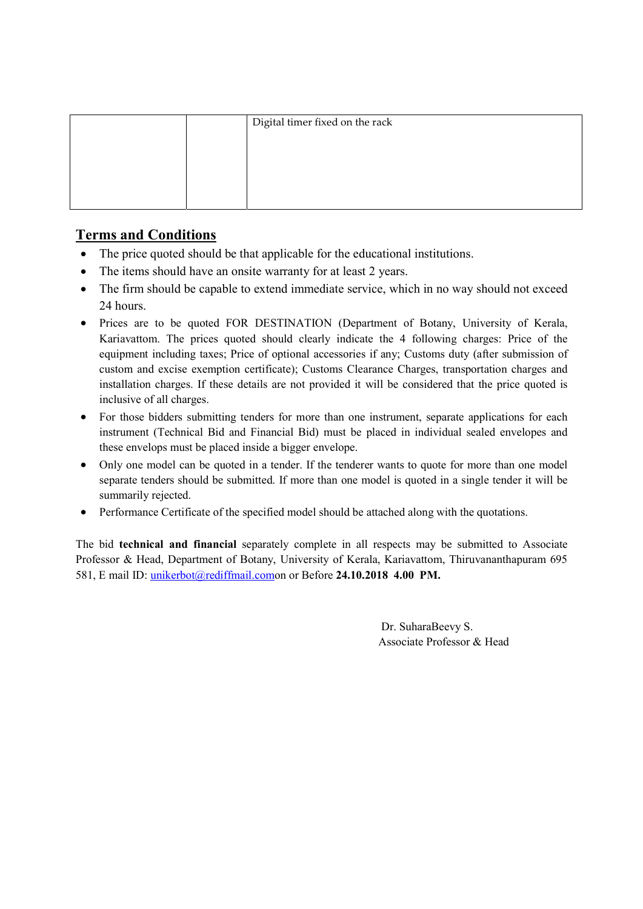|  |  | Digital timer fixed on the rack |
|---|---|---|

## Terms and Conditions

- The price quoted should be that applicable for the educational institutions.
- The items should have an onsite warranty for at least 2 years.
- The firm should be capable to extend immediate service, which in no way should not exceed 24 hours.
- Prices are to be quoted FOR DESTINATION (Department of Botany, University of Kerala, Kariavattom. The prices quoted should clearly indicate the 4 following charges: Price of the equipment including taxes; Price of optional accessories if any; Customs duty (after submission of custom and excise exemption certificate); Customs Clearance Charges, transportation charges and installation charges. If these details are not provided it will be considered that the price quoted is inclusive of all charges.
- For those bidders submitting tenders for more than one instrument, separate applications for each instrument (Technical Bid and Financial Bid) must be placed in individual sealed envelopes and these envelops must be placed inside a bigger envelope.
- Only one model can be quoted in a tender. If the tenderer wants to quote for more than one model separate tenders should be submitted. If more than one model is quoted in a single tender it will be summarily rejected.
- Performance Certificate of the specified model should be attached along with the quotations.

The bid **technical and financial** separately complete in all respects may be submitted to Associate Professor & Head, Department of Botany, University of Kerala, Kariavattom, Thiruvananthapuram 695 581, E mail ID: unikerbot@rediffmail.comon or Before **24.10.2018 4.00 PM.**

Dr. SuharaBeevy S.
Associate Professor & Head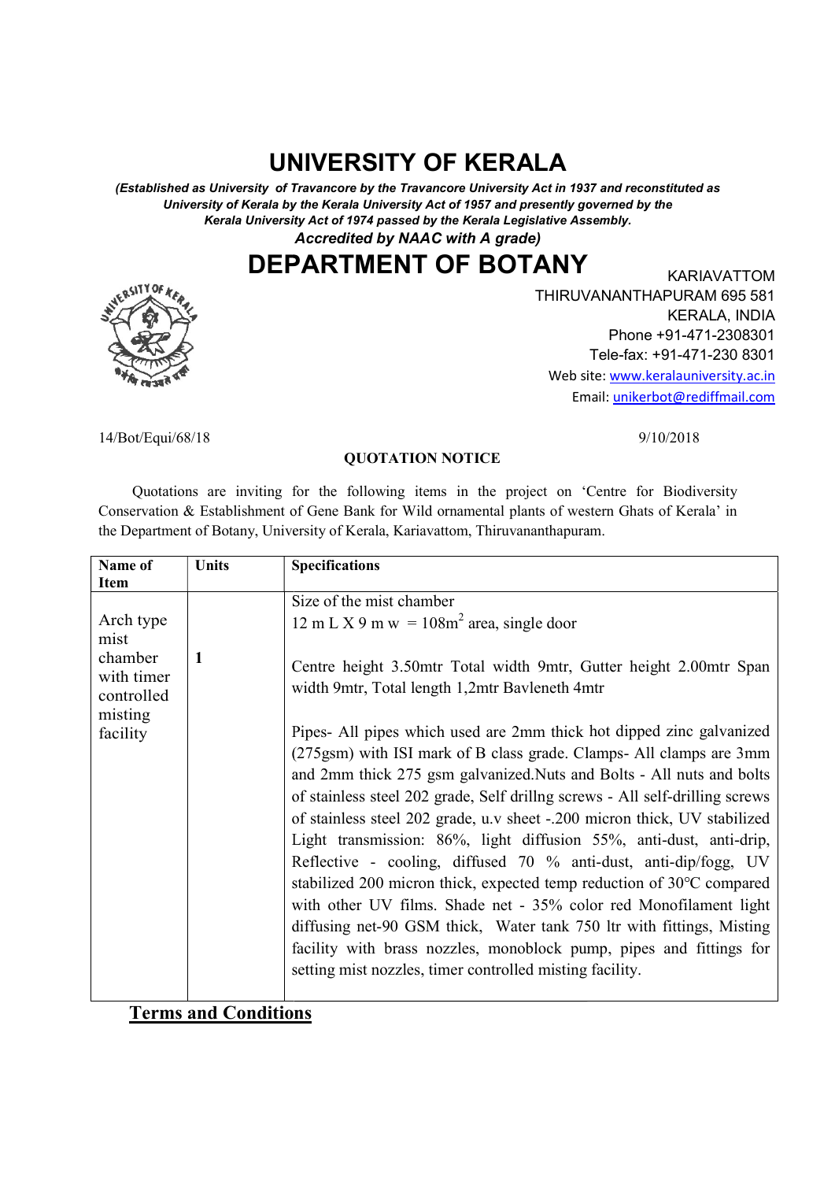# UNIVERSITY OF KERALA

*(Established as University of Travancore by the Travancore University Act in 1937 and reconstituted as University of Kerala by the Kerala University Act of 1957 and presently governed by the Kerala University Act of 1974 passed by the Kerala Legislative Assembly.*
*Accredited by NAAC with A grade)*

# DEPARTMENT OF BOTANY

KARIAVATTOM
THIRUVANANTHAPURAM 695 581
KERALA, INDIA
Phone +91-471-2308301
Tele-fax: +91-471-230 8301
Web site: www.keralauniversity.ac.in
Email: unikerbot@rediffmail.com

14/Bot/Equi/68/18 9/10/2018

**QUOTATION NOTICE**

Quotations are inviting for the following items in the project on 'Centre for Biodiversity Conservation & Establishment of Gene Bank for Wild ornamental plants of western Ghats of Kerala' in the Department of Botany, University of Kerala, Kariavattom, Thiruvananthapuram.

| Name of Item | Units | Specifications |
|---|---|---|
| Arch type mist chamber with timer controlled misting facility | 1 | Size of the mist chamber<br>12 m L X 9 m w = 108m$^2$ area, single door<br><br>Centre height 3.50mtr Total width 9mtr, Gutter height 2.00mtr Span width 9mtr, Total length 1,2mtr Bavleneth 4mtr<br><br>Pipes- All pipes which used are 2mm thick hot dipped zinc galvanized (275gsm) with ISI mark of B class grade. Clamps- All clamps are 3mm and 2mm thick 275 gsm galvanized.Nuts and Bolts - All nuts and bolts of stainless steel 202 grade, Self drillng screws - All self-drilling screws of stainless steel 202 grade, u.v sheet -.200 micron thick, UV stabilized Light transmission: 86%, light diffusion 55%, anti-dust, anti-drip, Reflective - cooling, diffused 70 % anti-dust, anti-dip/fogg, UV stabilized 200 micron thick, expected temp reduction of 30°C compared with other UV films. Shade net - 35% color red Monofilament light diffusing net-90 GSM thick, Water tank 750 ltr with fittings, Misting facility with brass nozzles, monoblock pump, pipes and fittings for setting mist nozzles, timer controlled misting facility. |

**Terms and Conditions**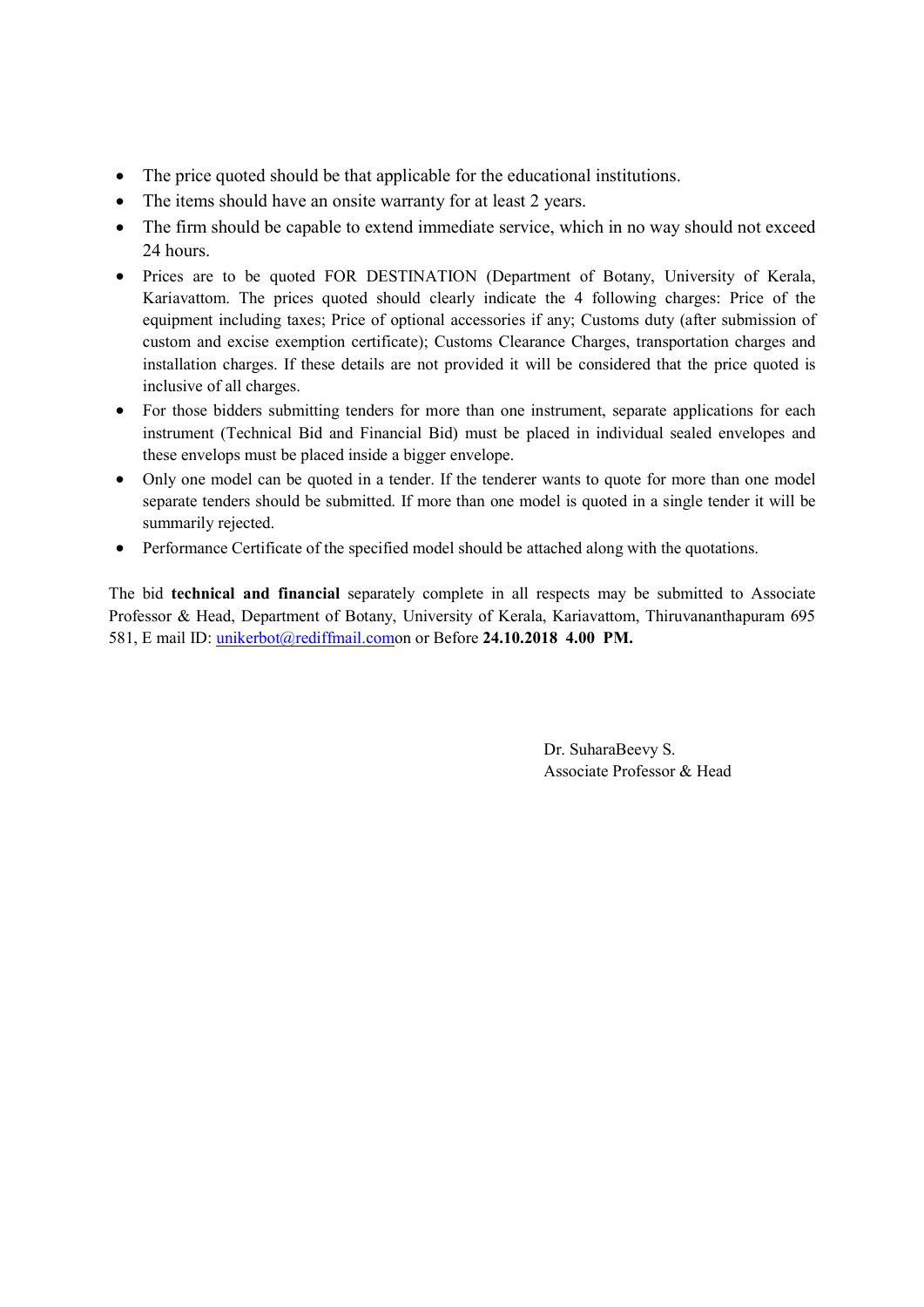- The price quoted should be that applicable for the educational institutions.
- The items should have an onsite warranty for at least 2 years.
- The firm should be capable to extend immediate service, which in no way should not exceed 24 hours.
- Prices are to be quoted FOR DESTINATION (Department of Botany, University of Kerala, Kariavattom. The prices quoted should clearly indicate the 4 following charges: Price of the equipment including taxes; Price of optional accessories if any; Customs duty (after submission of custom and excise exemption certificate); Customs Clearance Charges, transportation charges and installation charges. If these details are not provided it will be considered that the price quoted is inclusive of all charges.
- For those bidders submitting tenders for more than one instrument, separate applications for each instrument (Technical Bid and Financial Bid) must be placed in individual sealed envelopes and these envelops must be placed inside a bigger envelope.
- Only one model can be quoted in a tender. If the tenderer wants to quote for more than one model separate tenders should be submitted. If more than one model is quoted in a single tender it will be summarily rejected.
- Performance Certificate of the specified model should be attached along with the quotations.

The bid **technical and financial** separately complete in all respects may be submitted to Associate Professor & Head, Department of Botany, University of Kerala, Kariavattom, Thiruvananthapuram 695 581, E mail ID: unikerbot@rediffmail.comon or Before **24.10.2018 4.00 PM.**

Dr. SuharaBeevy S.
Associate Professor & Head